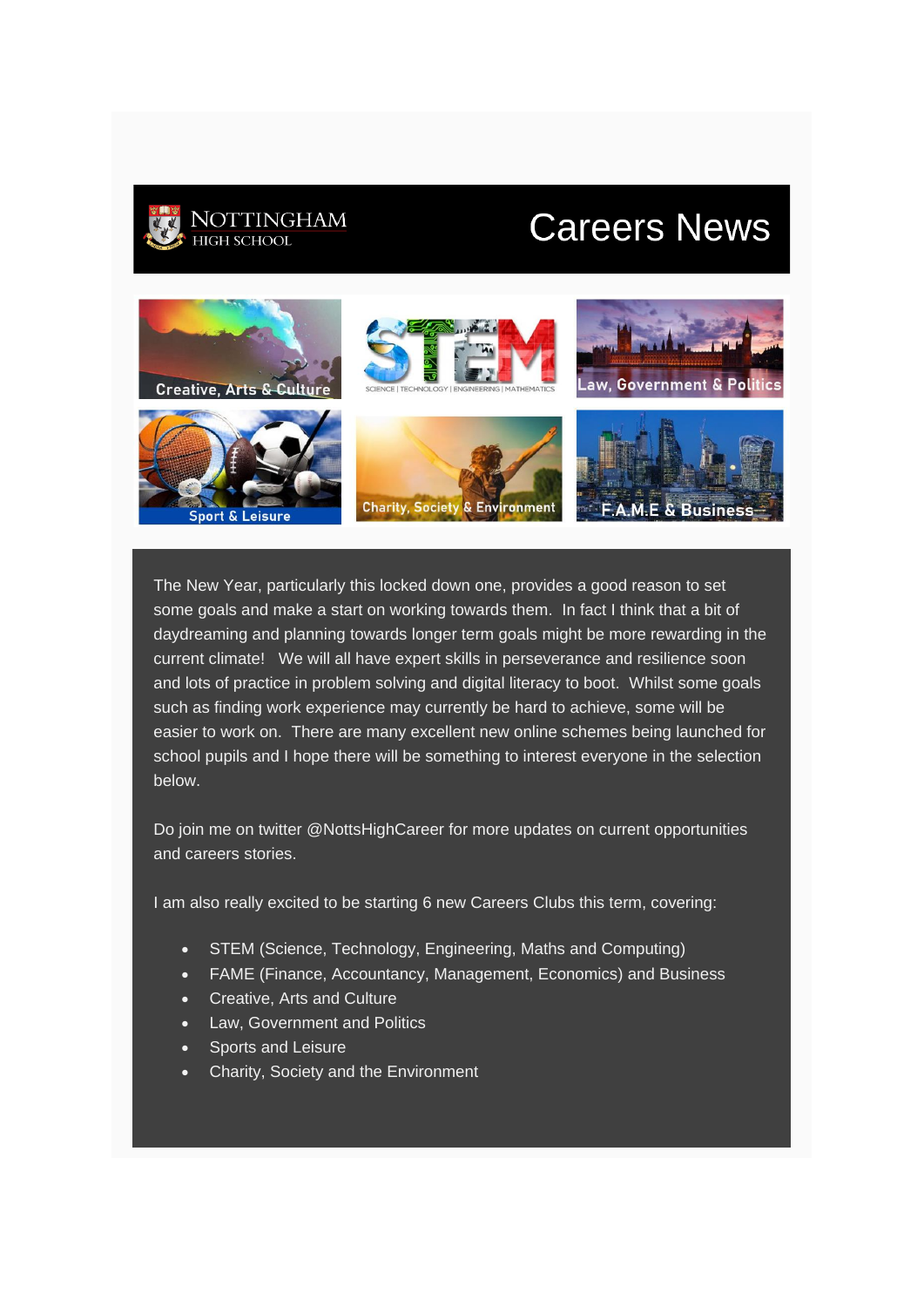# Careers News

NOTTINGHAM HIGH SCHOOL

Creative, Arts & Culture | STEM | Law, Government & Politics

Sport & Leisure | Charity, Society & Environment | F.A.M.E & Business

The New Year, particularly this locked down one, provides a good reason to set some goals and make a start on working towards them. In fact I think that a bit of daydreaming and planning towards longer term goals might be more rewarding in the current climate! We will all have expert skills in perseverance and resilience soon and lots of practice in problem solving and digital literacy to boot. Whilst some goals such as finding work experience may currently be hard to achieve, some will be easier to work on. There are many excellent new online schemes being launched for school pupils and I hope there will be something to interest everyone in the selection below.

Do join me on twitter @NottsHighCareer for more updates on current opportunities and careers stories.

I am also really excited to be starting 6 new Careers Clubs this term, covering:

- STEM (Science, Technology, Engineering, Maths and Computing)
- FAME (Finance, Accountancy, Management, Economics) and Business
- Creative, Arts and Culture
- Law, Government and Politics
- Sports and Leisure
- Charity, Society and the Environment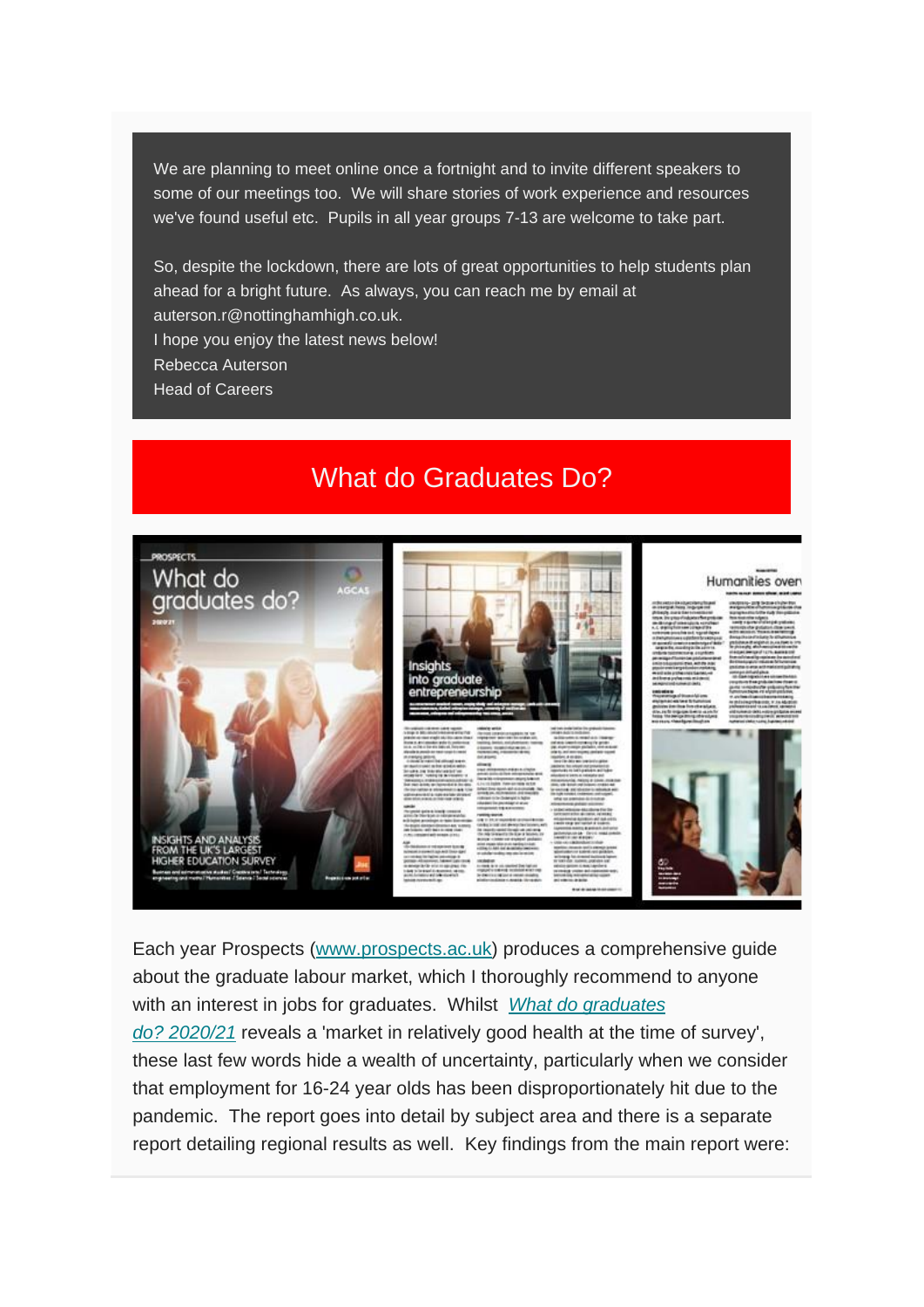We are planning to meet online once a fortnight and to invite different speakers to some of our meetings too. We will share stories of work experience and resources we've found useful etc. Pupils in all year groups 7-13 are welcome to take part.

So, despite the lockdown, there are lots of great opportunities to help students plan ahead for a bright future. As always, you can reach me by email at auterson.r@nottinghamhigh.co.uk.
I hope you enjoy the latest news below!
Rebecca Auterson
Head of Careers

## What do Graduates Do?

Each year Prospects (www.prospects.ac.uk) produces a comprehensive guide about the graduate labour market, which I thoroughly recommend to anyone with an interest in jobs for graduates. Whilst *What do graduates do? 2020/21* reveals a 'market in relatively good health at the time of survey', these last few words hide a wealth of uncertainty, particularly when we consider that employment for 16-24 year olds has been disproportionately hit due to the pandemic. The report goes into detail by subject area and there is a separate report detailing regional results as well. Key findings from the main report were: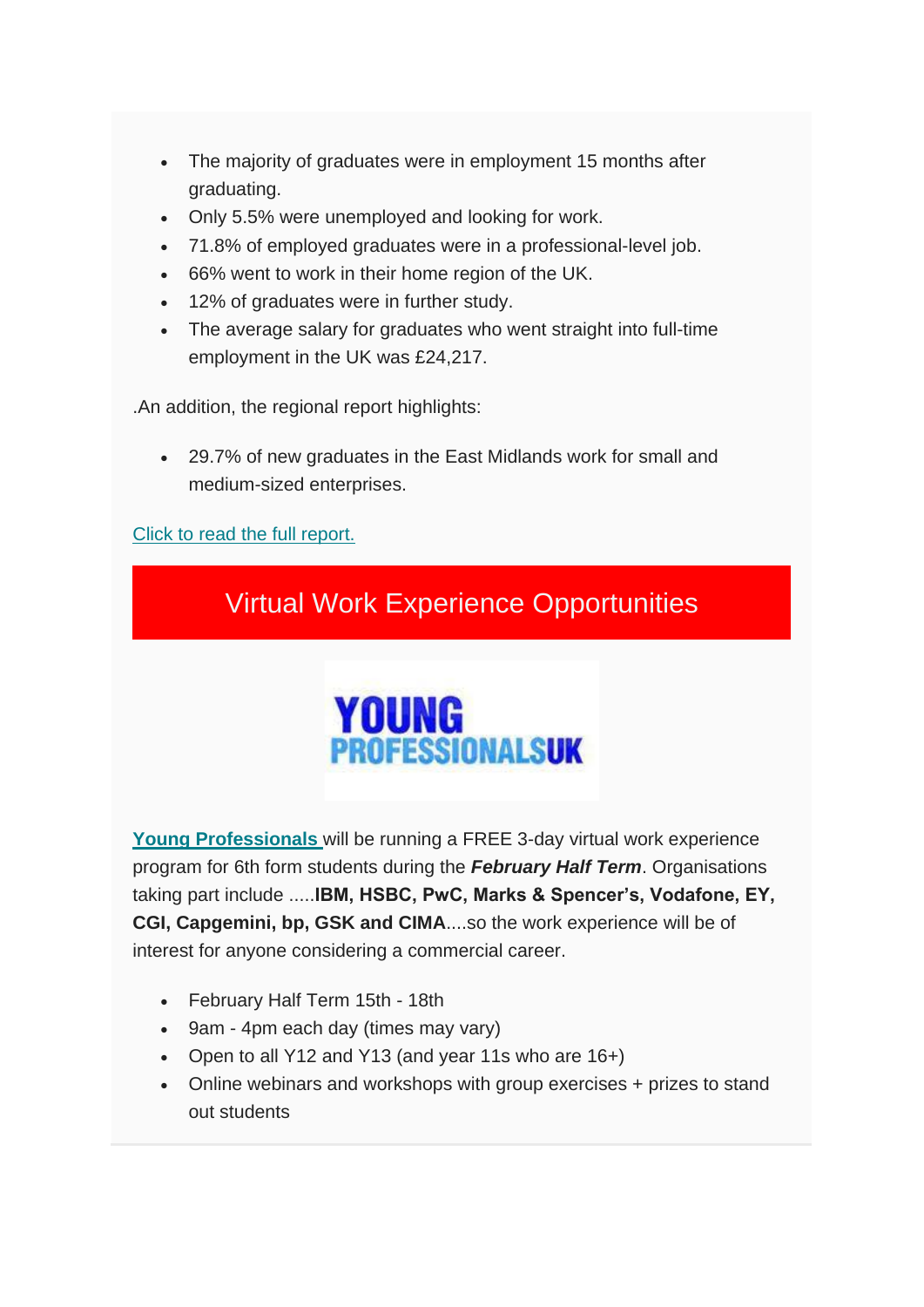- The majority of graduates were in employment 15 months after graduating.
- Only 5.5% were unemployed and looking for work.
- 71.8% of employed graduates were in a professional-level job.
- 66% went to work in their home region of the UK.
- 12% of graduates were in further study.
- The average salary for graduates who went straight into full-time employment in the UK was £24,217.

.An addition, the regional report highlights:

- 29.7% of new graduates in the East Midlands work for small and medium-sized enterprises.

Click to read the full report.

## Virtual Work Experience Opportunities

YOUNG PROFESSIONALSUK

**Young Professionals** will be running a FREE 3-day virtual work experience program for 6th form students during the ***February Half Term***. Organisations taking part include .....**IBM, HSBC, PwC, Marks & Spencer's, Vodafone, EY, CGI, Capgemini, bp, GSK and CIMA**....so the work experience will be of interest for anyone considering a commercial career.

- February Half Term 15th - 18th
- 9am - 4pm each day (times may vary)
- Open to all Y12 and Y13 (and year 11s who are 16+)
- Online webinars and workshops with group exercises + prizes to stand out students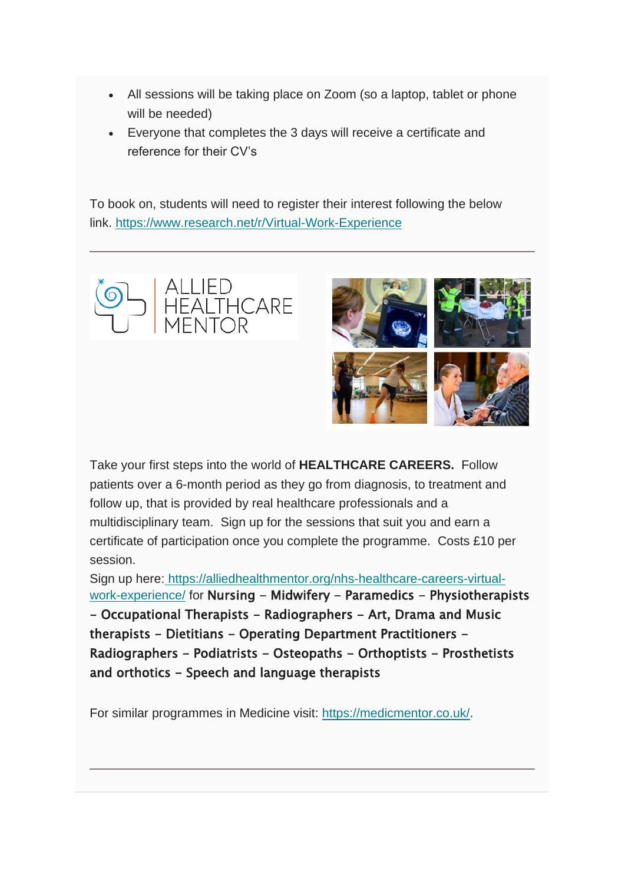- All sessions will be taking place on Zoom (so a laptop, tablet or phone will be needed)
- Everyone that completes the 3 days will receive a certificate and reference for their CV's

To book on, students will need to register their interest following the below link. https://www.research.net/r/Virtual-Work-Experience

---

ALLIED HEALTHCARE MENTOR

Take your first steps into the world of **HEALTHCARE CAREERS.** Follow patients over a 6-month period as they go from diagnosis, to treatment and follow up, that is provided by real healthcare professionals and a multidisciplinary team. Sign up for the sessions that suit you and earn a certificate of participation once you complete the programme. Costs £10 per session.

Sign up here: https://alliedhealthmentor.org/nhs-healthcare-careers-virtual-work-experience/ for **Nursing – Midwifery – Paramedics – Physiotherapists – Occupational Therapists – Radiographers – Art, Drama and Music therapists – Dietitians – Operating Department Practitioners – Radiographers – Podiatrists – Osteopaths – Orthoptists – Prosthetists and orthotics – Speech and language therapists**

For similar programmes in Medicine visit: https://medicmentor.co.uk/.

---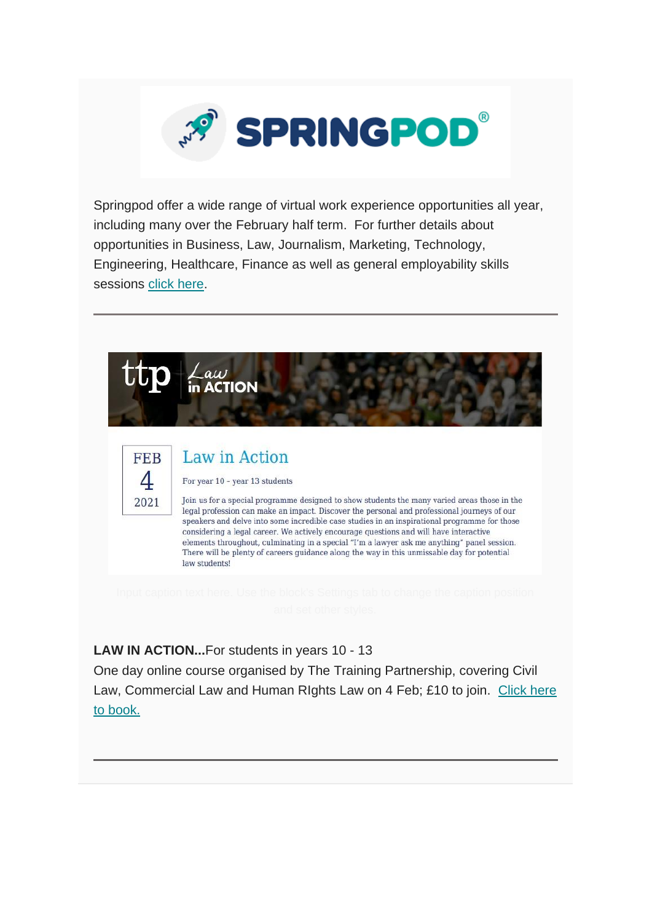SPRINGPOD®

Springpod offer a wide range of virtual work experience opportunities all year, including many over the February half term. For further details about opportunities in Business, Law, Journalism, Marketing, Technology, Engineering, Healthcare, Finance as well as general employability skills sessions click here.

---

ttp | Law in ACTION

FEB
4
2021

## Law in Action

For year 10 - year 13 students

Join us for a special programme designed to show students the many varied areas those in the legal profession can make an impact. Discover the personal and professional journeys of our speakers and delve into some incredible case studies in an inspirational programme for those considering a legal career. We actively encourage questions and will have interactive elements throughout, culminating in a special "I'm a lawyer ask me anything" panel session. There will be plenty of careers guidance along the way in this unmissable day for potential law students!

Input caption text here. Use the block's Settings tab to change the caption position and set other styles.

**LAW IN ACTION...**For students in years 10 - 13
One day online course organised by The Training Partnership, covering Civil Law, Commercial Law and Human RIghts Law on 4 Feb; £10 to join. Click here to book.

---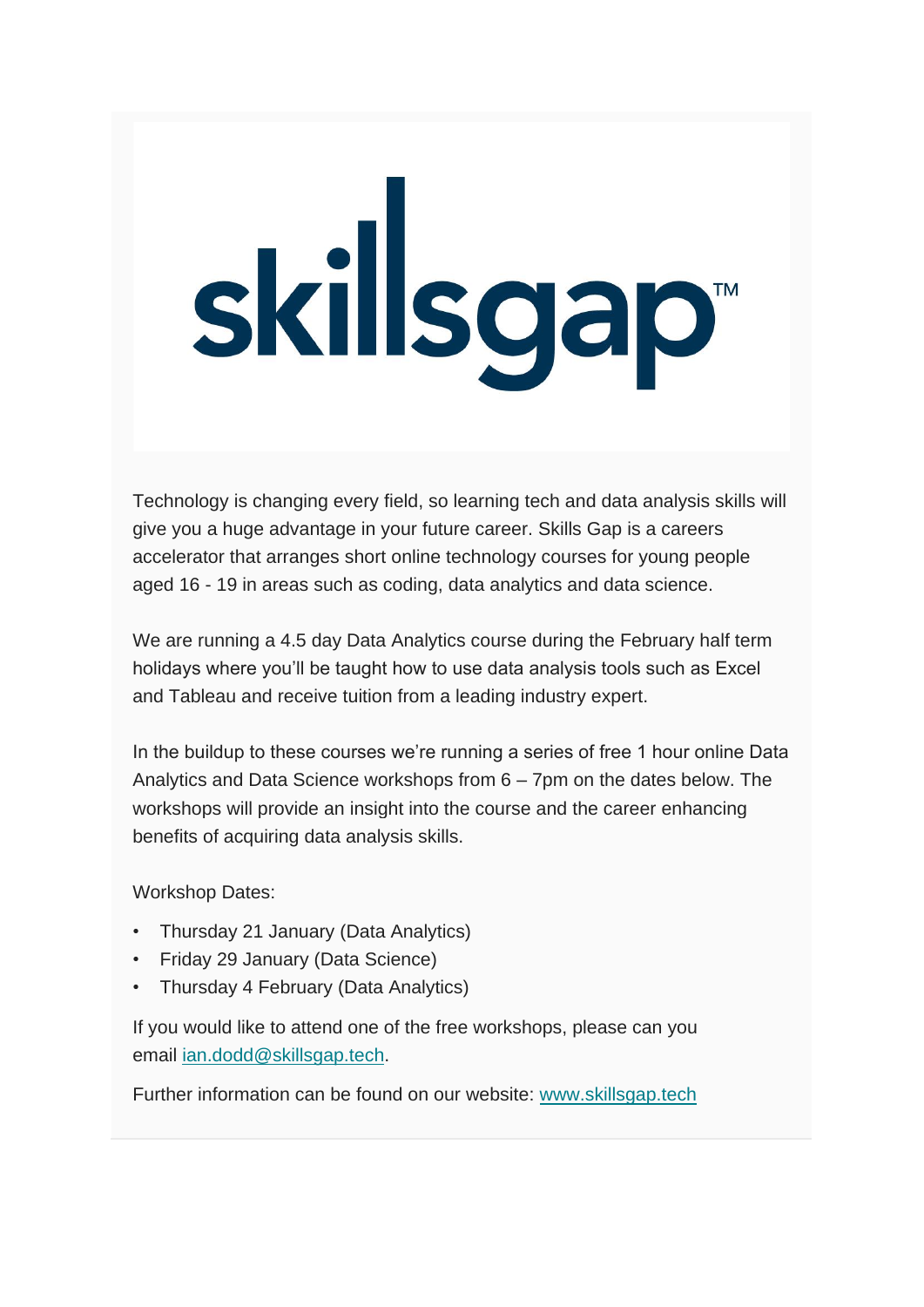# skillsgap™

Technology is changing every field, so learning tech and data analysis skills will give you a huge advantage in your future career. Skills Gap is a careers accelerator that arranges short online technology courses for young people aged 16 - 19 in areas such as coding, data analytics and data science.

We are running a 4.5 day Data Analytics course during the February half term holidays where you'll be taught how to use data analysis tools such as Excel and Tableau and receive tuition from a leading industry expert.

In the buildup to these courses we're running a series of free 1 hour online Data Analytics and Data Science workshops from 6 – 7pm on the dates below. The workshops will provide an insight into the course and the career enhancing benefits of acquiring data analysis skills.

Workshop Dates:

- Thursday 21 January (Data Analytics)
- Friday 29 January (Data Science)
- Thursday 4 February (Data Analytics)

If you would like to attend one of the free workshops, please can you email ian.dodd@skillsgap.tech.

Further information can be found on our website: www.skillsgap.tech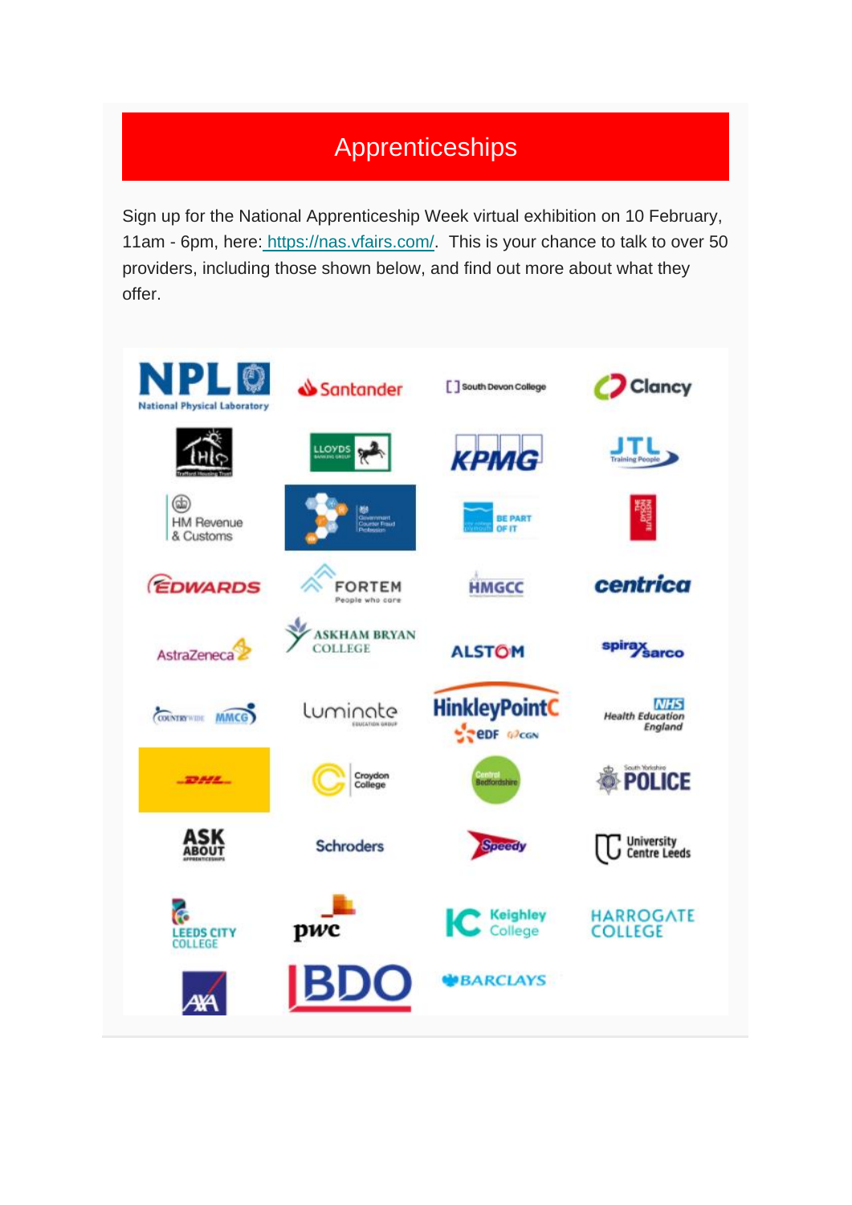# Apprenticeships

Sign up for the National Apprenticeship Week virtual exhibition on 10 February, 11am - 6pm, here: https://nas.vfairs.com/. This is your chance to talk to over 50 providers, including those shown below, and find out more about what they offer.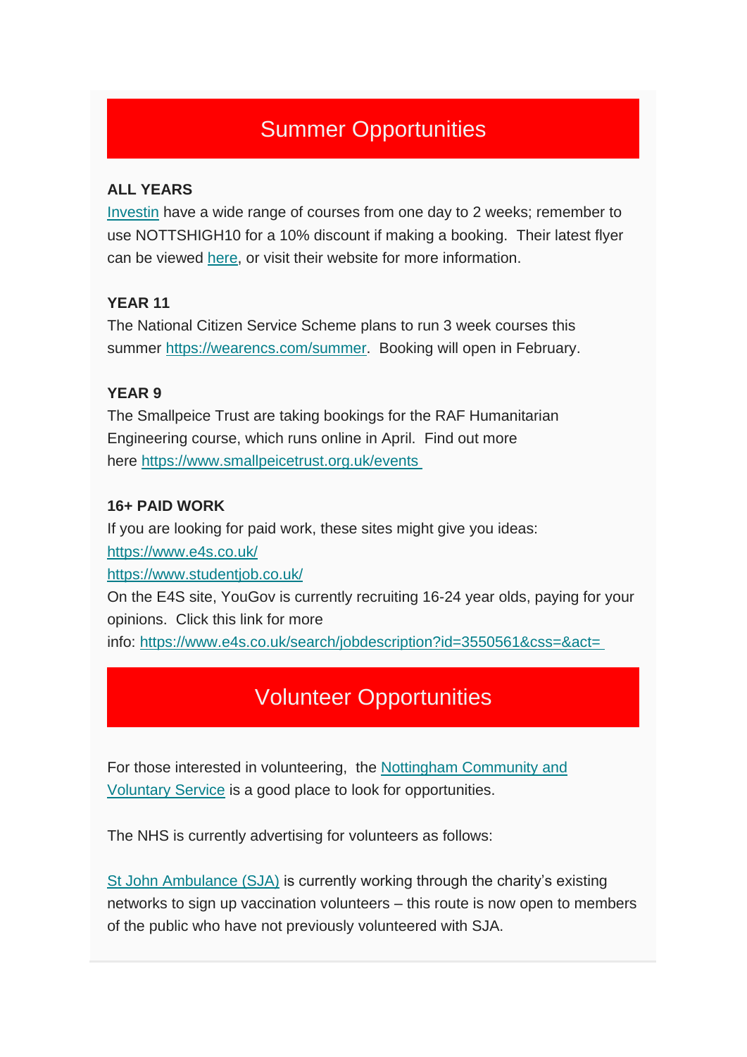## Summer Opportunities

**ALL YEARS**

Investin have a wide range of courses from one day to 2 weeks; remember to use NOTTSHIGH10 for a 10% discount if making a booking. Their latest flyer can be viewed here, or visit their website for more information.

**YEAR 11**

The National Citizen Service Scheme plans to run 3 week courses this summer https://wearencs.com/summer. Booking will open in February.

**YEAR 9**

The Smallpeice Trust are taking bookings for the RAF Humanitarian Engineering course, which runs online in April. Find out more here https://www.smallpeicetrust.org.uk/events

**16+ PAID WORK**

If you are looking for paid work, these sites might give you ideas:

https://www.e4s.co.uk/

https://www.studentjob.co.uk/

On the E4S site, YouGov is currently recruiting 16-24 year olds, paying for your opinions. Click this link for more info: https://www.e4s.co.uk/search/jobdescription?id=3550561&css=&act=

## Volunteer Opportunities

For those interested in volunteering, the Nottingham Community and Voluntary Service is a good place to look for opportunities.

The NHS is currently advertising for volunteers as follows:

St John Ambulance (SJA) is currently working through the charity's existing networks to sign up vaccination volunteers – this route is now open to members of the public who have not previously volunteered with SJA.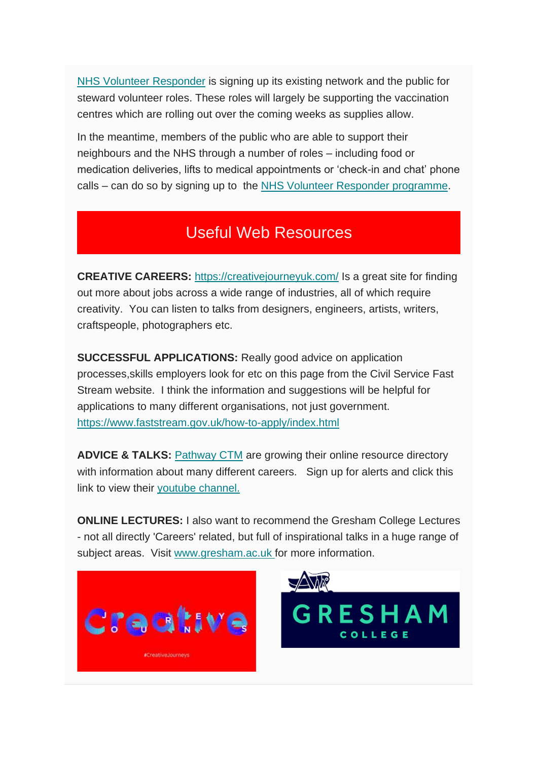NHS Volunteer Responder is signing up its existing network and the public for steward volunteer roles. These roles will largely be supporting the vaccination centres which are rolling out over the coming weeks as supplies allow.

In the meantime, members of the public who are able to support their neighbours and the NHS through a number of roles – including food or medication deliveries, lifts to medical appointments or 'check-in and chat' phone calls – can do so by signing up to the NHS Volunteer Responder programme.

## Useful Web Resources

**CREATIVE CAREERS:** https://creativejourneyuk.com/ Is a great site for finding out more about jobs across a wide range of industries, all of which require creativity. You can listen to talks from designers, engineers, artists, writers, craftspeople, photographers etc.

**SUCCESSFUL APPLICATIONS:** Really good advice on application processes,skills employers look for etc on this page from the Civil Service Fast Stream website. I think the information and suggestions will be helpful for applications to many different organisations, not just government. https://www.faststream.gov.uk/how-to-apply/index.html

**ADVICE & TALKS:** Pathway CTM are growing their online resource directory with information about many different careers. Sign up for alerts and click this link to view their youtube channel.

**ONLINE LECTURES:** I also want to recommend the Gresham College Lectures - not all directly 'Careers' related, but full of inspirational talks in a huge range of subject areas. Visit www.gresham.ac.uk for more information.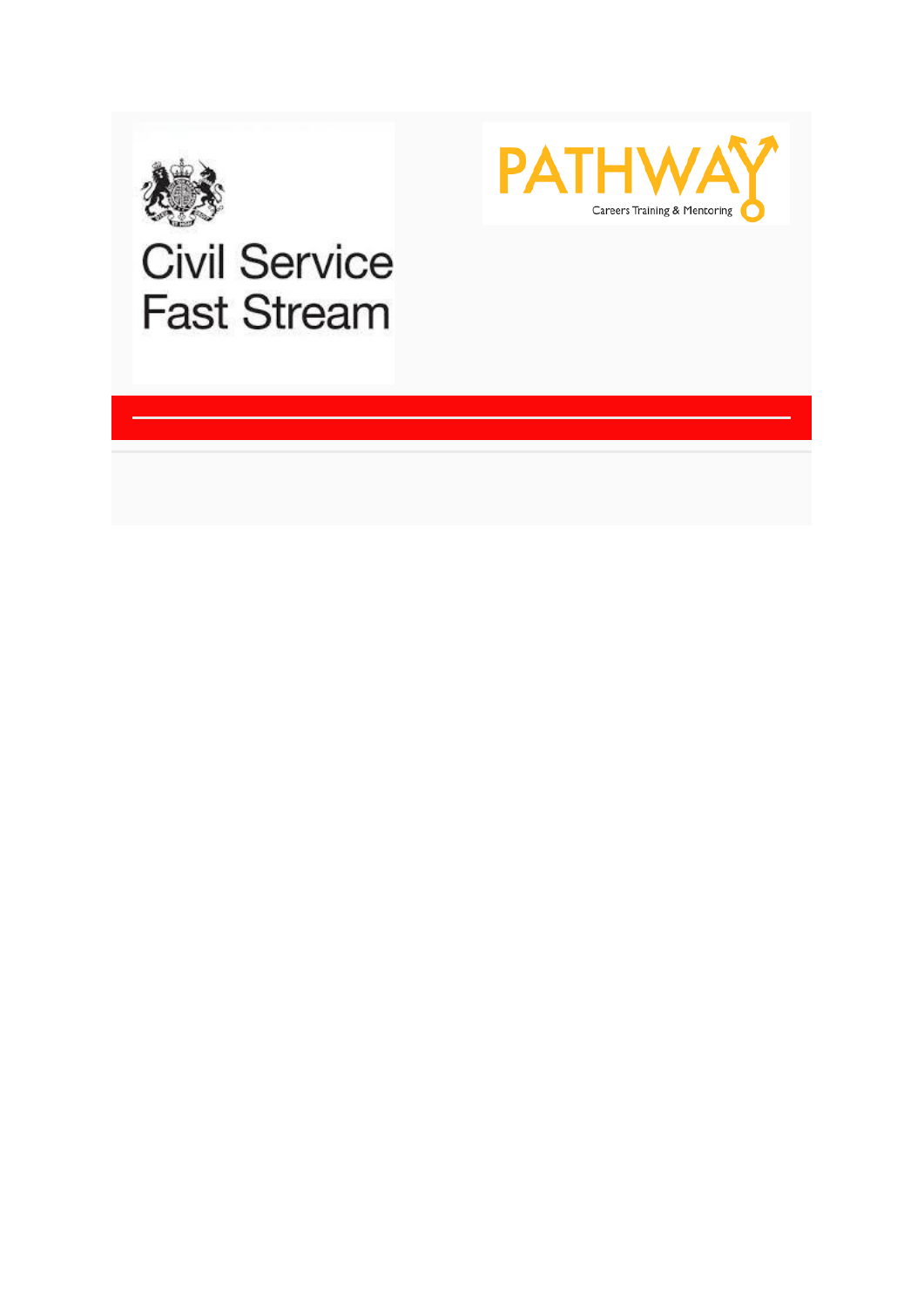Civil Service
Fast Stream

PATHWAY
Careers Training & Mentoring